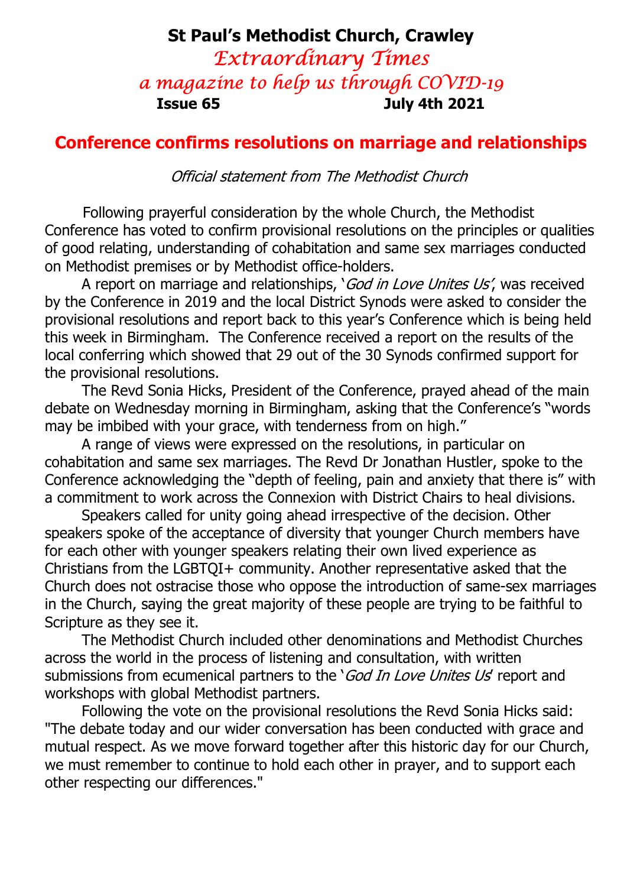**St Paul's Methodist Church, Crawley**

*Extraordinary Times*

*a magazine to help us through COVID-19*

**Issue 65 July 4th 2021**

## Conference confirms resolutions on marriage and relationships

*Official statement from The Methodist Church*

Following prayerful consideration by the whole Church, the Methodist Conference has voted to confirm provisional resolutions on the principles or qualities of good relating, understanding of cohabitation and same sex marriages conducted on Methodist premises or by Methodist office-holders.

A report on marriage and relationships, '*God in Love Unites Us*', was received by the Conference in 2019 and the local District Synods were asked to consider the provisional resolutions and report back to this year's Conference which is being held this week in Birmingham. The Conference received a report on the results of the local conferring which showed that 29 out of the 30 Synods confirmed support for the provisional resolutions.

The Revd Sonia Hicks, President of the Conference, prayed ahead of the main debate on Wednesday morning in Birmingham, asking that the Conference's "words may be imbibed with your grace, with tenderness from on high."

A range of views were expressed on the resolutions, in particular on cohabitation and same sex marriages. The Revd Dr Jonathan Hustler, spoke to the Conference acknowledging the "depth of feeling, pain and anxiety that there is" with a commitment to work across the Connexion with District Chairs to heal divisions.

Speakers called for unity going ahead irrespective of the decision. Other speakers spoke of the acceptance of diversity that younger Church members have for each other with younger speakers relating their own lived experience as Christians from the LGBTQI+ community. Another representative asked that the Church does not ostracise those who oppose the introduction of same-sex marriages in the Church, saying the great majority of these people are trying to be faithful to Scripture as they see it.

The Methodist Church included other denominations and Methodist Churches across the world in the process of listening and consultation, with written submissions from ecumenical partners to the '*God In Love Unites Us*' report and workshops with global Methodist partners.

Following the vote on the provisional resolutions the Revd Sonia Hicks said: "The debate today and our wider conversation has been conducted with grace and mutual respect. As we move forward together after this historic day for our Church, we must remember to continue to hold each other in prayer, and to support each other respecting our differences."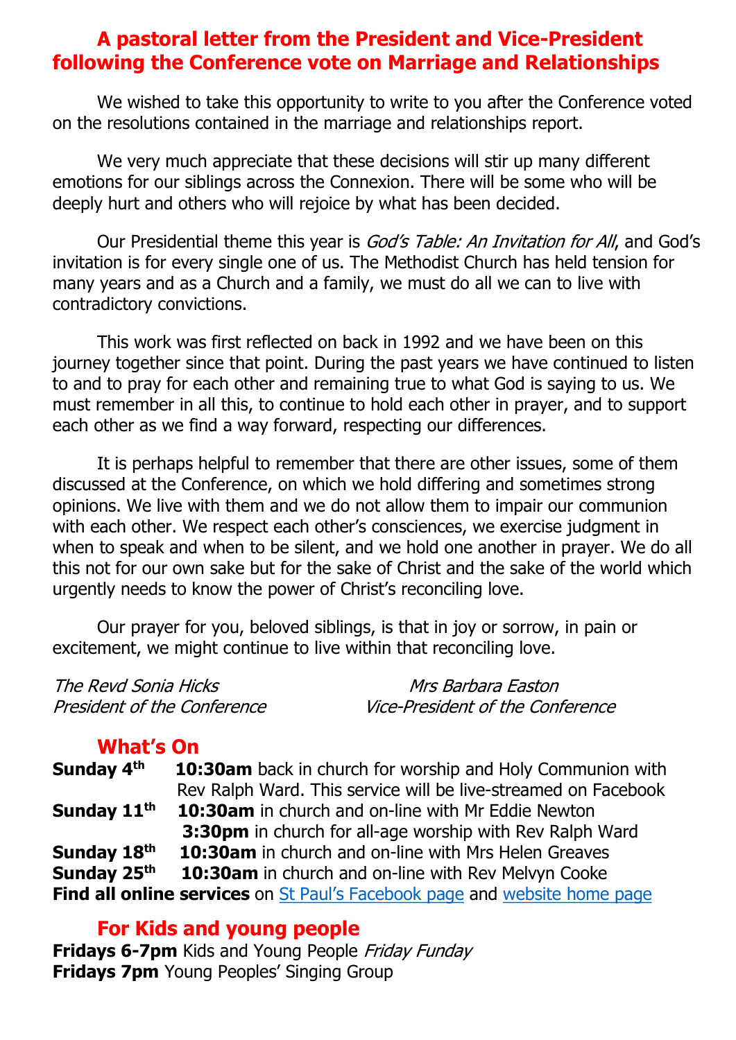# A pastoral letter from the President and Vice-President following the Conference vote on Marriage and Relationships

We wished to take this opportunity to write to you after the Conference voted on the resolutions contained in the marriage and relationships report.

We very much appreciate that these decisions will stir up many different emotions for our siblings across the Connexion. There will be some who will be deeply hurt and others who will rejoice by what has been decided.

Our Presidential theme this year is *God's Table: An Invitation for All*, and God's invitation is for every single one of us. The Methodist Church has held tension for many years and as a Church and a family, we must do all we can to live with contradictory convictions.

This work was first reflected on back in 1992 and we have been on this journey together since that point. During the past years we have continued to listen to and to pray for each other and remaining true to what God is saying to us. We must remember in all this, to continue to hold each other in prayer, and to support each other as we find a way forward, respecting our differences.

It is perhaps helpful to remember that there are other issues, some of them discussed at the Conference, on which we hold differing and sometimes strong opinions. We live with them and we do not allow them to impair our communion with each other. We respect each other's consciences, we exercise judgment in when to speak and when to be silent, and we hold one another in prayer. We do all this not for our own sake but for the sake of Christ and the sake of the world which urgently needs to know the power of Christ's reconciling love.

Our prayer for you, beloved siblings, is that in joy or sorrow, in pain or excitement, we might continue to live within that reconciling love.

*The Revd Sonia Hicks*
*President of the Conference*

*Mrs Barbara Easton*
*Vice-President of the Conference*

## What's On

**Sunday 4th** **10:30am** back in church for worship and Holy Communion with Rev Ralph Ward. This service will be live-streamed on Facebook
**Sunday 11th** **10:30am** in church and on-line with Mr Eddie Newton
**3:30pm** in church for all-age worship with Rev Ralph Ward
**Sunday 18th** **10:30am** in church and on-line with Mrs Helen Greaves
**Sunday 25th** **10:30am** in church and on-line with Rev Melvyn Cooke
**Find all online services** on St Paul's Facebook page and website home page

## For Kids and young people

**Fridays 6-7pm** Kids and Young People *Friday Funday*
**Fridays 7pm** Young Peoples' Singing Group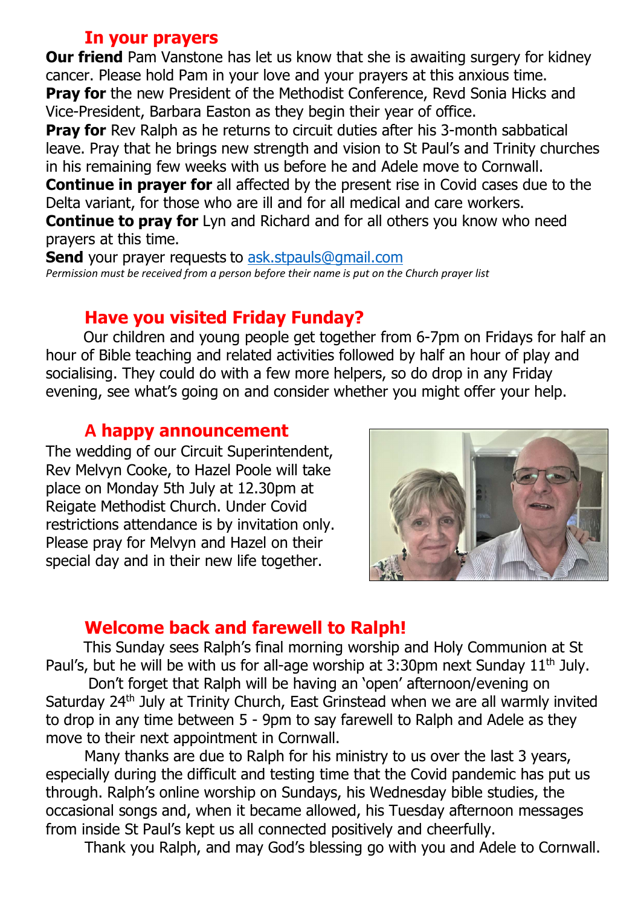## In your prayers

**Our friend** Pam Vanstone has let us know that she is awaiting surgery for kidney cancer. Please hold Pam in your love and your prayers at this anxious time.
**Pray for** the new President of the Methodist Conference, Revd Sonia Hicks and Vice-President, Barbara Easton as they begin their year of office.
**Pray for** Rev Ralph as he returns to circuit duties after his 3-month sabbatical leave. Pray that he brings new strength and vision to St Paul's and Trinity churches in his remaining few weeks with us before he and Adele move to Cornwall.
**Continue in prayer for** all affected by the present rise in Covid cases due to the Delta variant, for those who are ill and for all medical and care workers.
**Continue to pray for** Lyn and Richard and for all others you know who need prayers at this time.
**Send** your prayer requests to ask.stpauls@gmail.com
*Permission must be received from a person before their name is put on the Church prayer list*

## Have you visited Friday Funday?

Our children and young people get together from 6-7pm on Fridays for half an hour of Bible teaching and related activities followed by half an hour of play and socialising. They could do with a few more helpers, so do drop in any Friday evening, see what's going on and consider whether you might offer your help.

## A happy announcement

The wedding of our Circuit Superintendent, Rev Melvyn Cooke, to Hazel Poole will take place on Monday 5th July at 12.30pm at Reigate Methodist Church. Under Covid restrictions attendance is by invitation only. Please pray for Melvyn and Hazel on their special day and in their new life together.

## Welcome back and farewell to Ralph!

This Sunday sees Ralph's final morning worship and Holy Communion at St Paul's, but he will be with us for all-age worship at 3:30pm next Sunday 11th July.

Don't forget that Ralph will be having an 'open' afternoon/evening on Saturday 24th July at Trinity Church, East Grinstead when we are all warmly invited to drop in any time between 5 - 9pm to say farewell to Ralph and Adele as they move to their next appointment in Cornwall.

Many thanks are due to Ralph for his ministry to us over the last 3 years, especially during the difficult and testing time that the Covid pandemic has put us through. Ralph's online worship on Sundays, his Wednesday bible studies, the occasional songs and, when it became allowed, his Tuesday afternoon messages from inside St Paul's kept us all connected positively and cheerfully.

Thank you Ralph, and may God's blessing go with you and Adele to Cornwall.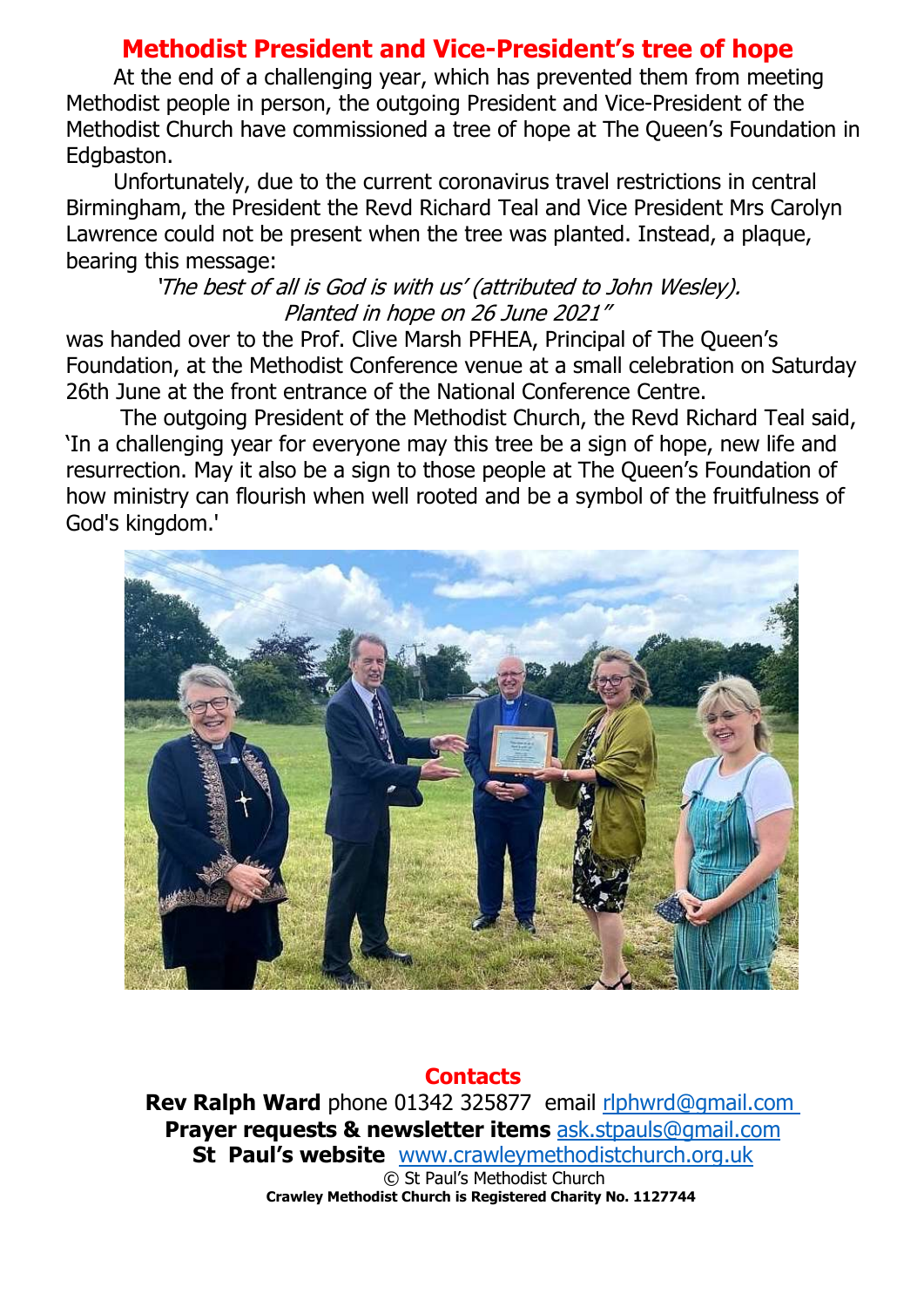## Methodist President and Vice-President's tree of hope

At the end of a challenging year, which has prevented them from meeting Methodist people in person, the outgoing President and Vice-President of the Methodist Church have commissioned a tree of hope at The Queen's Foundation in Edgbaston.

Unfortunately, due to the current coronavirus travel restrictions in central Birmingham, the President the Revd Richard Teal and Vice President Mrs Carolyn Lawrence could not be present when the tree was planted. Instead, a plaque, bearing this message:

*'The best of all is God is with us' (attributed to John Wesley).*
*Planted in hope on 26 June 2021"*

was handed over to the Prof. Clive Marsh PFHEA, Principal of The Queen's Foundation, at the Methodist Conference venue at a small celebration on Saturday 26th June at the front entrance of the National Conference Centre.

The outgoing President of the Methodist Church, the Revd Richard Teal said, 'In a challenging year for everyone may this tree be a sign of hope, new life and resurrection. May it also be a sign to those people at The Queen's Foundation of how ministry can flourish when well rooted and be a symbol of the fruitfulness of God's kingdom.'

## Contacts

**Rev Ralph Ward** phone 01342 325877 email rlphwrd@gmail.com
**Prayer requests & newsletter items** ask.stpauls@gmail.com
**St Paul's website** www.crawleymethodistchurch.org.uk
© St Paul's Methodist Church
**Crawley Methodist Church is Registered Charity No. 1127744**